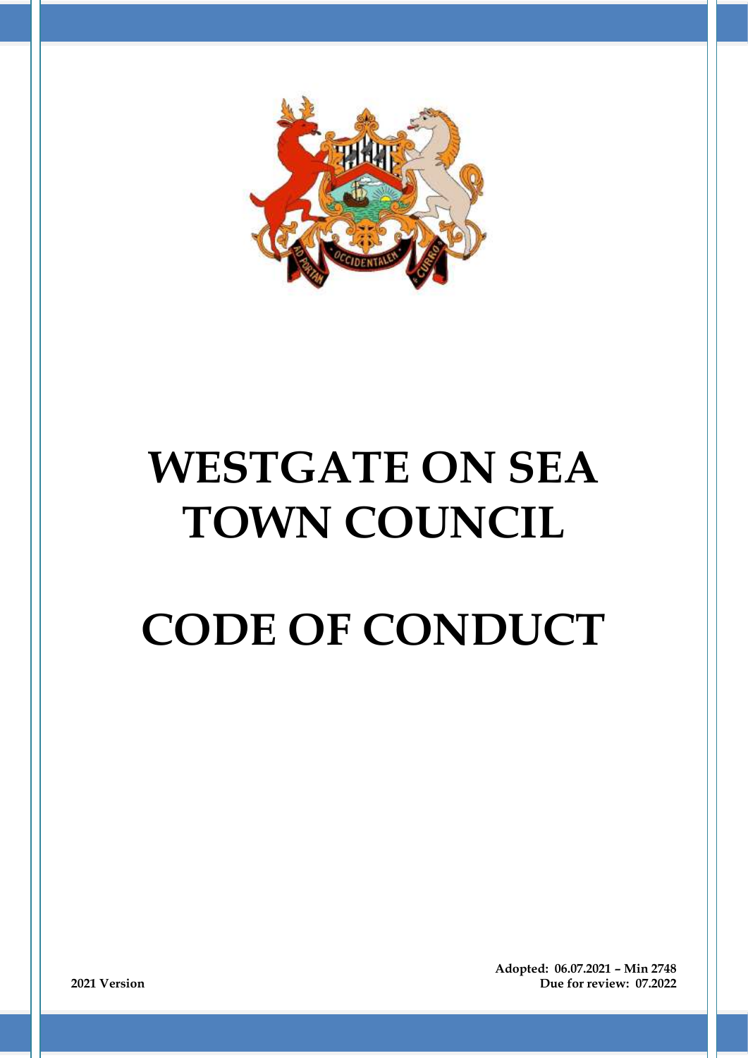# WESTGATE ON SEA TOWN COUNCIL

# CODE OF CONDUCT

**Adopted: 06.07.2021 – Min 2748**

**2021 Version**

**Due for review: 07.2022**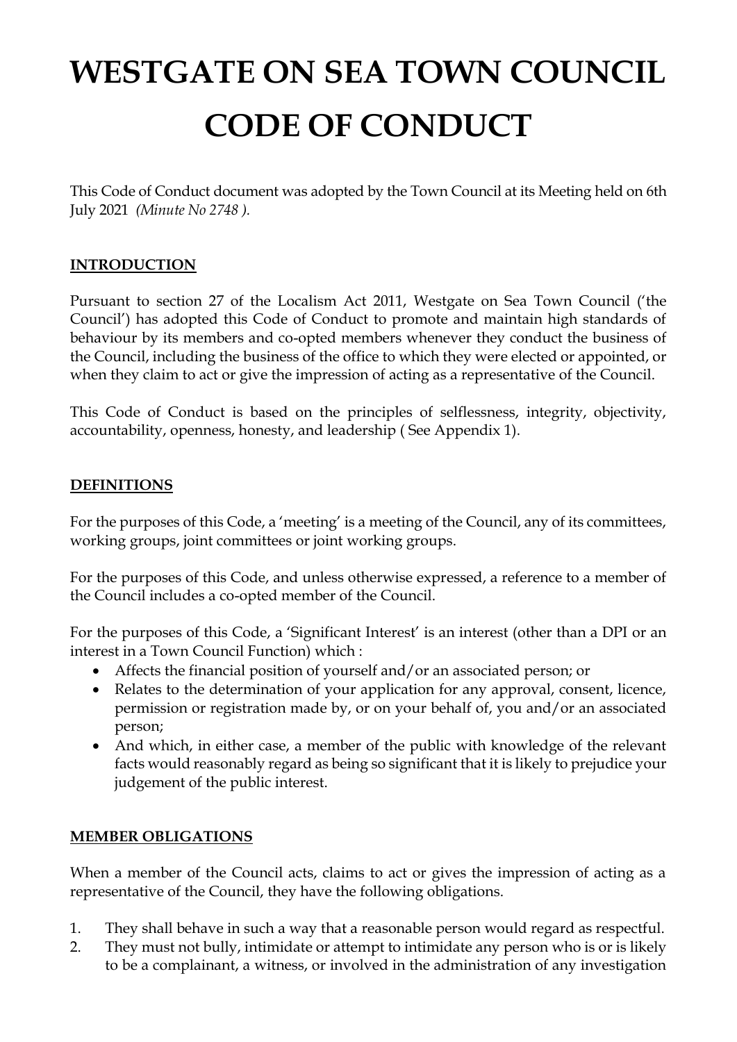// Westgate on Sea Town Council Code of Conduct

# WESTGATE ON SEA TOWN COUNCIL CODE OF CONDUCT

This Code of Conduct document was adopted by the Town Council at its Meeting held on 6th July 2021 *(Minute No 2748 ).*

## INTRODUCTION

Pursuant to section 27 of the Localism Act 2011, Westgate on Sea Town Council ('the Council') has adopted this Code of Conduct to promote and maintain high standards of behaviour by its members and co-opted members whenever they conduct the business of the Council, including the business of the office to which they were elected or appointed, or when they claim to act or give the impression of acting as a representative of the Council.

This Code of Conduct is based on the principles of selflessness, integrity, objectivity, accountability, openness, honesty, and leadership ( See Appendix 1).

## DEFINITIONS

For the purposes of this Code, a 'meeting' is a meeting of the Council, any of its committees, working groups, joint committees or joint working groups.

For the purposes of this Code, and unless otherwise expressed, a reference to a member of the Council includes a co-opted member of the Council.

For the purposes of this Code, a 'Significant Interest' is an interest (other than a DPI or an interest in a Town Council Function) which :

- Affects the financial position of yourself and/or an associated person; or
- Relates to the determination of your application for any approval, consent, licence, permission or registration made by, or on your behalf of, you and/or an associated person;
- And which, in either case, a member of the public with knowledge of the relevant facts would reasonably regard as being so significant that it is likely to prejudice your judgement of the public interest.

## MEMBER OBLIGATIONS

When a member of the Council acts, claims to act or gives the impression of acting as a representative of the Council, they have the following obligations.

1. They shall behave in such a way that a reasonable person would regard as respectful.
2. They must not bully, intimidate or attempt to intimidate any person who is or is likely to be a complainant, a witness, or involved in the administration of any investigation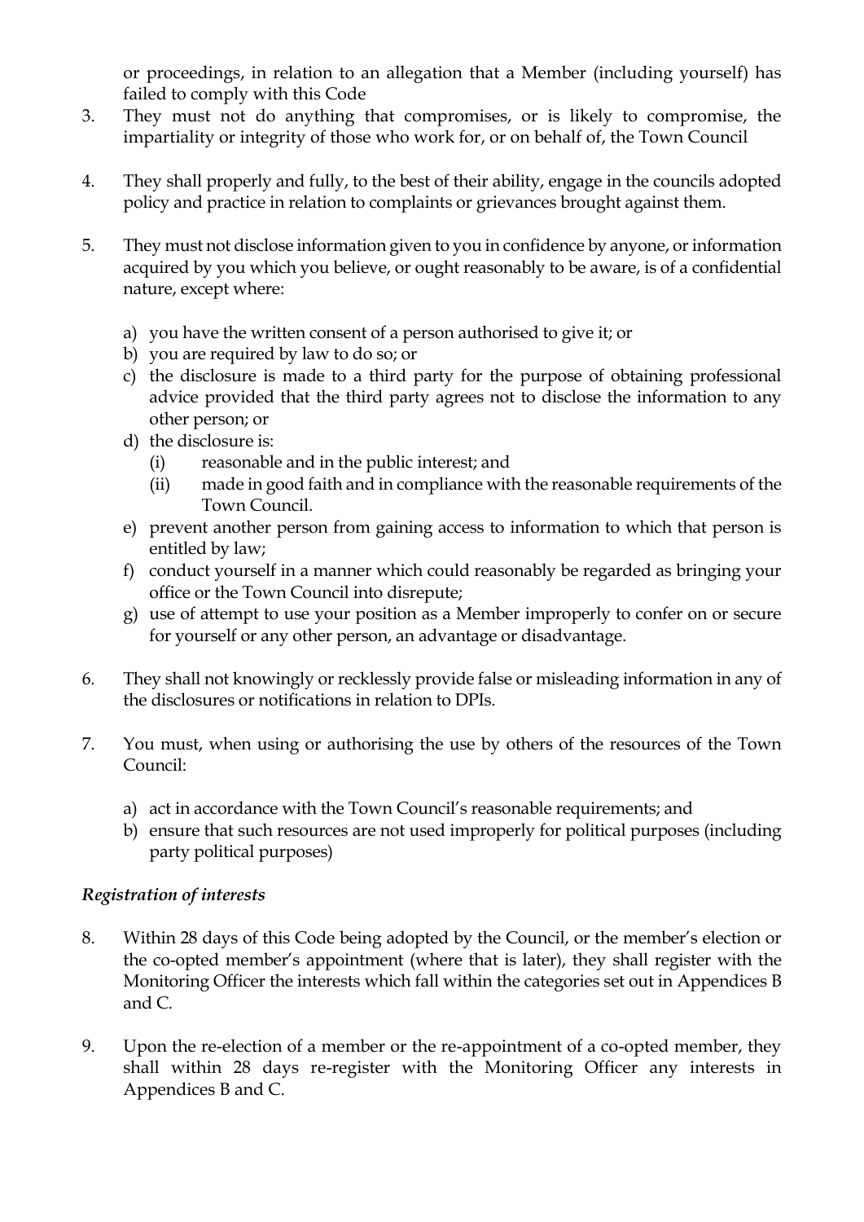or proceedings, in relation to an allegation that a Member (including yourself) has failed to comply with this Code

3. They must not do anything that compromises, or is likely to compromise, the impartiality or integrity of those who work for, or on behalf of, the Town Council

4. They shall properly and fully, to the best of their ability, engage in the councils adopted policy and practice in relation to complaints or grievances brought against them.

5. They must not disclose information given to you in confidence by anyone, or information acquired by you which you believe, or ought reasonably to be aware, is of a confidential nature, except where:

   a) you have the written consent of a person authorised to give it; or
   b) you are required by law to do so; or
   c) the disclosure is made to a third party for the purpose of obtaining professional advice provided that the third party agrees not to disclose the information to any other person; or
   d) the disclosure is:
      (i) reasonable and in the public interest; and
      (ii) made in good faith and in compliance with the reasonable requirements of the Town Council.
   e) prevent another person from gaining access to information to which that person is entitled by law;
   f) conduct yourself in a manner which could reasonably be regarded as bringing your office or the Town Council into disrepute;
   g) use of attempt to use your position as a Member improperly to confer on or secure for yourself or any other person, an advantage or disadvantage.

6. They shall not knowingly or recklessly provide false or misleading information in any of the disclosures or notifications in relation to DPIs.

7. You must, when using or authorising the use by others of the resources of the Town Council:

   a) act in accordance with the Town Council's reasonable requirements; and
   b) ensure that such resources are not used improperly for political purposes (including party political purposes)

*Registration of interests*

8. Within 28 days of this Code being adopted by the Council, or the member's election or the co-opted member's appointment (where that is later), they shall register with the Monitoring Officer the interests which fall within the categories set out in Appendices B and C.

9. Upon the re-election of a member or the re-appointment of a co-opted member, they shall within 28 days re-register with the Monitoring Officer any interests in Appendices B and C.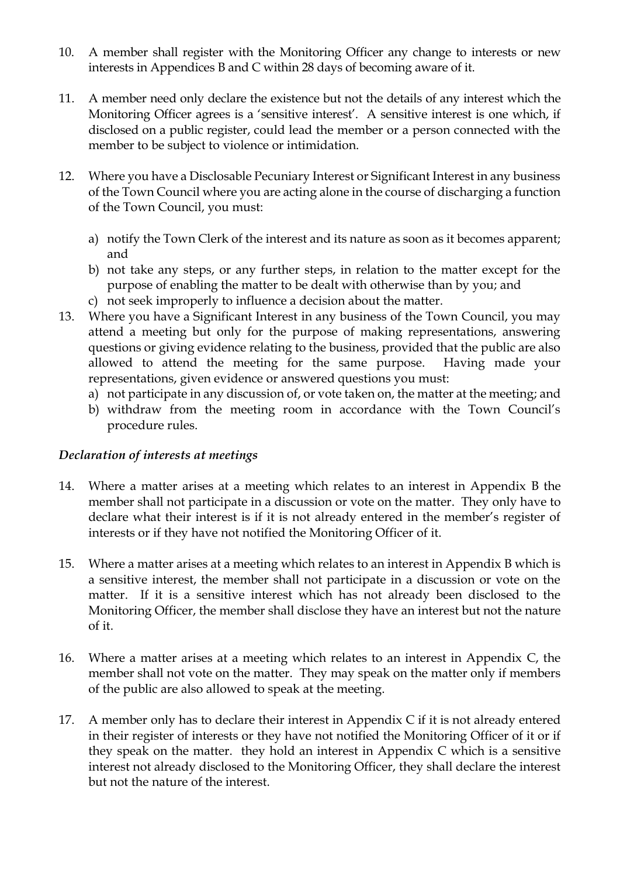10. A member shall register with the Monitoring Officer any change to interests or new interests in Appendices B and C within 28 days of becoming aware of it.

11. A member need only declare the existence but not the details of any interest which the Monitoring Officer agrees is a 'sensitive interest'. A sensitive interest is one which, if disclosed on a public register, could lead the member or a person connected with the member to be subject to violence or intimidation.

12. Where you have a Disclosable Pecuniary Interest or Significant Interest in any business of the Town Council where you are acting alone in the course of discharging a function of the Town Council, you must:

    a) notify the Town Clerk of the interest and its nature as soon as it becomes apparent; and
    b) not take any steps, or any further steps, in relation to the matter except for the purpose of enabling the matter to be dealt with otherwise than by you; and
    c) not seek improperly to influence a decision about the matter.

13. Where you have a Significant Interest in any business of the Town Council, you may attend a meeting but only for the purpose of making representations, answering questions or giving evidence relating to the business, provided that the public are also allowed to attend the meeting for the same purpose. Having made your representations, given evidence or answered questions you must:
    a) not participate in any discussion of, or vote taken on, the matter at the meeting; and
    b) withdraw from the meeting room in accordance with the Town Council's procedure rules.

*Declaration of interests at meetings*

14. Where a matter arises at a meeting which relates to an interest in Appendix B the member shall not participate in a discussion or vote on the matter. They only have to declare what their interest is if it is not already entered in the member's register of interests or if they have not notified the Monitoring Officer of it.

15. Where a matter arises at a meeting which relates to an interest in Appendix B which is a sensitive interest, the member shall not participate in a discussion or vote on the matter. If it is a sensitive interest which has not already been disclosed to the Monitoring Officer, the member shall disclose they have an interest but not the nature of it.

16. Where a matter arises at a meeting which relates to an interest in Appendix C, the member shall not vote on the matter. They may speak on the matter only if members of the public are also allowed to speak at the meeting.

17. A member only has to declare their interest in Appendix C if it is not already entered in their register of interests or they have not notified the Monitoring Officer of it or if they speak on the matter. they hold an interest in Appendix C which is a sensitive interest not already disclosed to the Monitoring Officer, they shall declare the interest but not the nature of the interest.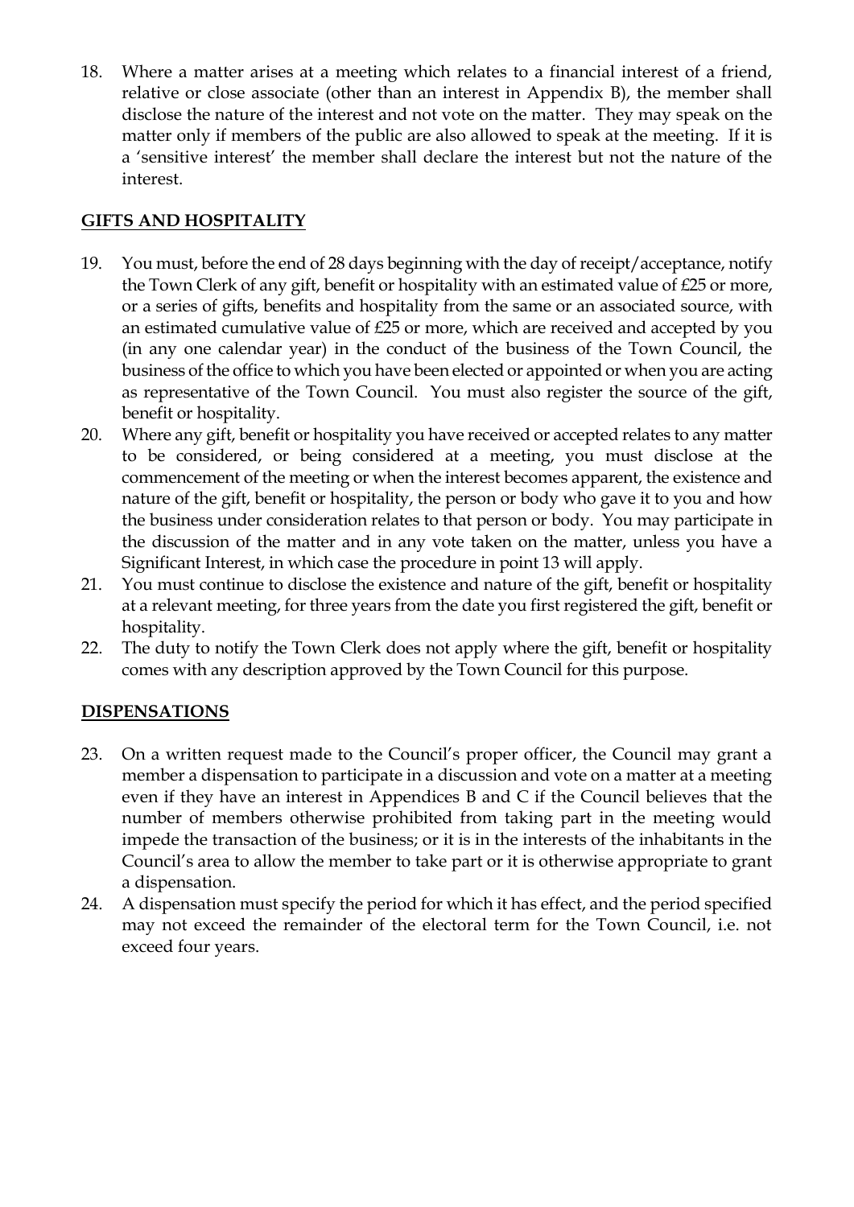18. Where a matter arises at a meeting which relates to a financial interest of a friend, relative or close associate (other than an interest in Appendix B), the member shall disclose the nature of the interest and not vote on the matter. They may speak on the matter only if members of the public are also allowed to speak at the meeting. If it is a 'sensitive interest' the member shall declare the interest but not the nature of the interest.

## GIFTS AND HOSPITALITY

19. You must, before the end of 28 days beginning with the day of receipt/acceptance, notify the Town Clerk of any gift, benefit or hospitality with an estimated value of £25 or more, or a series of gifts, benefits and hospitality from the same or an associated source, with an estimated cumulative value of £25 or more, which are received and accepted by you (in any one calendar year) in the conduct of the business of the Town Council, the business of the office to which you have been elected or appointed or when you are acting as representative of the Town Council. You must also register the source of the gift, benefit or hospitality.
20. Where any gift, benefit or hospitality you have received or accepted relates to any matter to be considered, or being considered at a meeting, you must disclose at the commencement of the meeting or when the interest becomes apparent, the existence and nature of the gift, benefit or hospitality, the person or body who gave it to you and how the business under consideration relates to that person or body. You may participate in the discussion of the matter and in any vote taken on the matter, unless you have a Significant Interest, in which case the procedure in point 13 will apply.
21. You must continue to disclose the existence and nature of the gift, benefit or hospitality at a relevant meeting, for three years from the date you first registered the gift, benefit or hospitality.
22. The duty to notify the Town Clerk does not apply where the gift, benefit or hospitality comes with any description approved by the Town Council for this purpose.

## DISPENSATIONS

23. On a written request made to the Council's proper officer, the Council may grant a member a dispensation to participate in a discussion and vote on a matter at a meeting even if they have an interest in Appendices B and C if the Council believes that the number of members otherwise prohibited from taking part in the meeting would impede the transaction of the business; or it is in the interests of the inhabitants in the Council's area to allow the member to take part or it is otherwise appropriate to grant a dispensation.
24. A dispensation must specify the period for which it has effect, and the period specified may not exceed the remainder of the electoral term for the Town Council, i.e. not exceed four years.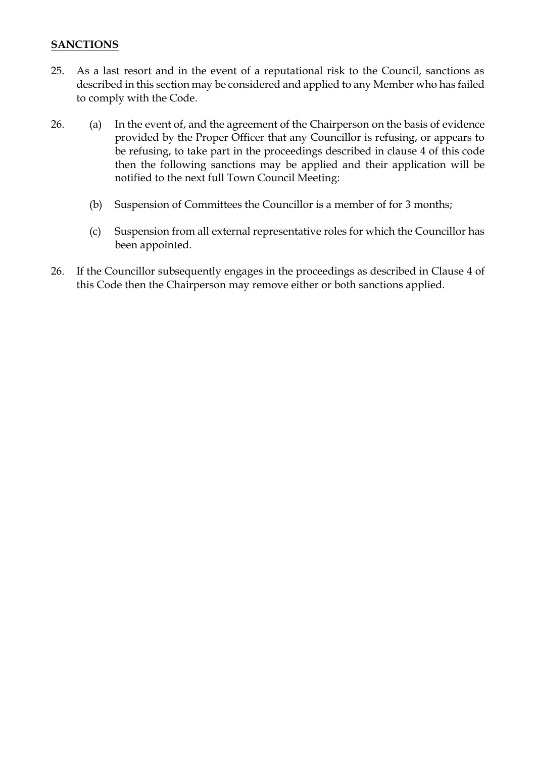**SANCTIONS**

25. As a last resort and in the event of a reputational risk to the Council, sanctions as described in this section may be considered and applied to any Member who has failed to comply with the Code.

26. (a) In the event of, and the agreement of the Chairperson on the basis of evidence provided by the Proper Officer that any Councillor is refusing, or appears to be refusing, to take part in the proceedings described in clause 4 of this code then the following sanctions may be applied and their application will be notified to the next full Town Council Meeting:

    (b) Suspension of Committees the Councillor is a member of for 3 months;

    (c) Suspension from all external representative roles for which the Councillor has been appointed.

26. If the Councillor subsequently engages in the proceedings as described in Clause 4 of this Code then the Chairperson may remove either or both sanctions applied.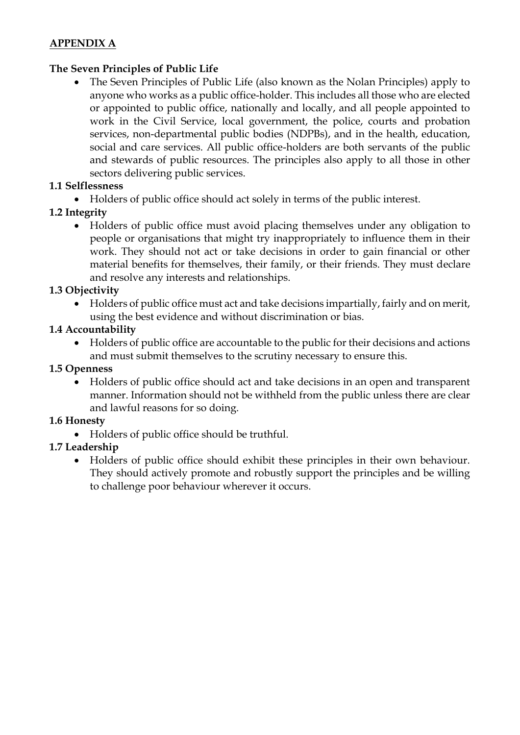## **APPENDIX A**

### The Seven Principles of Public Life

- The Seven Principles of Public Life (also known as the Nolan Principles) apply to anyone who works as a public office-holder. This includes all those who are elected or appointed to public office, nationally and locally, and all people appointed to work in the Civil Service, local government, the police, courts and probation services, non-departmental public bodies (NDPBs), and in the health, education, social and care services. All public office-holders are both servants of the public and stewards of public resources. The principles also apply to all those in other sectors delivering public services.

**1.1 Selflessness**

- Holders of public office should act solely in terms of the public interest.

**1.2 Integrity**

- Holders of public office must avoid placing themselves under any obligation to people or organisations that might try inappropriately to influence them in their work. They should not act or take decisions in order to gain financial or other material benefits for themselves, their family, or their friends. They must declare and resolve any interests and relationships.

**1.3 Objectivity**

- Holders of public office must act and take decisions impartially, fairly and on merit, using the best evidence and without discrimination or bias.

**1.4 Accountability**

- Holders of public office are accountable to the public for their decisions and actions and must submit themselves to the scrutiny necessary to ensure this.

**1.5 Openness**

- Holders of public office should act and take decisions in an open and transparent manner. Information should not be withheld from the public unless there are clear and lawful reasons for so doing.

**1.6 Honesty**

- Holders of public office should be truthful.

**1.7 Leadership**

- Holders of public office should exhibit these principles in their own behaviour. They should actively promote and robustly support the principles and be willing to challenge poor behaviour wherever it occurs.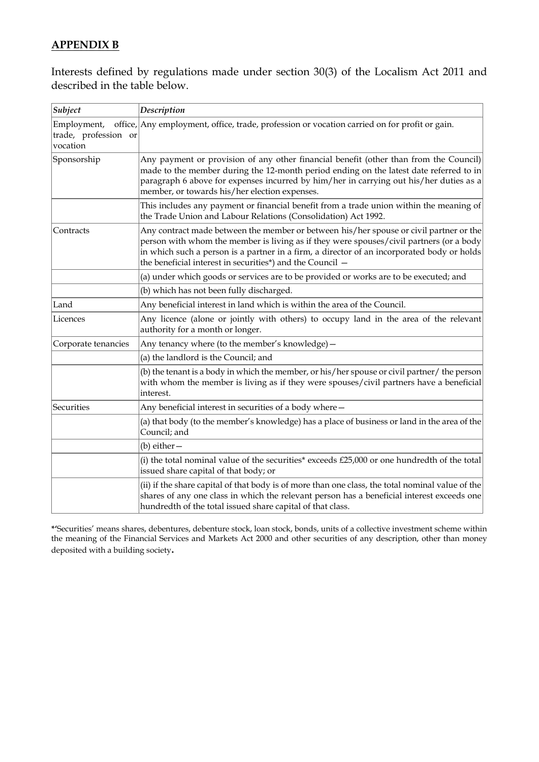## **APPENDIX B**

Interests defined by regulations made under section 30(3) of the Localism Act 2011 and described in the table below.

| *Subject* | *Description* |
|---|---|
| Employment, office, trade, profession or vocation | Any employment, office, trade, profession or vocation carried on for profit or gain. |
| Sponsorship | Any payment or provision of any other financial benefit (other than from the Council) made to the member during the 12-month period ending on the latest date referred to in paragraph 6 above for expenses incurred by him/her in carrying out his/her duties as a member, or towards his/her election expenses. |
| | This includes any payment or financial benefit from a trade union within the meaning of the Trade Union and Labour Relations (Consolidation) Act 1992. |
| Contracts | Any contract made between the member or between his/her spouse or civil partner or the person with whom the member is living as if they were spouses/civil partners (or a body in which such a person is a partner in a firm, a director of an incorporated body or holds the beneficial interest in securities*) and the Council — |
| | (a) under which goods or services are to be provided or works are to be executed; and |
| | (b) which has not been fully discharged. |
| Land | Any beneficial interest in land which is within the area of the Council. |
| Licences | Any licence (alone or jointly with others) to occupy land in the area of the relevant authority for a month or longer. |
| Corporate tenancies | Any tenancy where (to the member's knowledge)— |
| | (a) the landlord is the Council; and |
| | (b) the tenant is a body in which the member, or his/her spouse or civil partner/ the person with whom the member is living as if they were spouses/civil partners have a beneficial interest. |
| Securities | Any beneficial interest in securities of a body where— |
| | (a) that body (to the member's knowledge) has a place of business or land in the area of the Council; and |
| | (b) either— |
| | (i) the total nominal value of the securities* exceeds £25,000 or one hundredth of the total issued share capital of that body; or |
| | (ii) if the share capital of that body is of more than one class, the total nominal value of the shares of any one class in which the relevant person has a beneficial interest exceeds one hundredth of the total issued share capital of that class. |

*'Securities' means shares, debentures, debenture stock, loan stock, bonds, units of a collective investment scheme within the meaning of the Financial Services and Markets Act 2000 and other securities of any description, other than money deposited with a building society.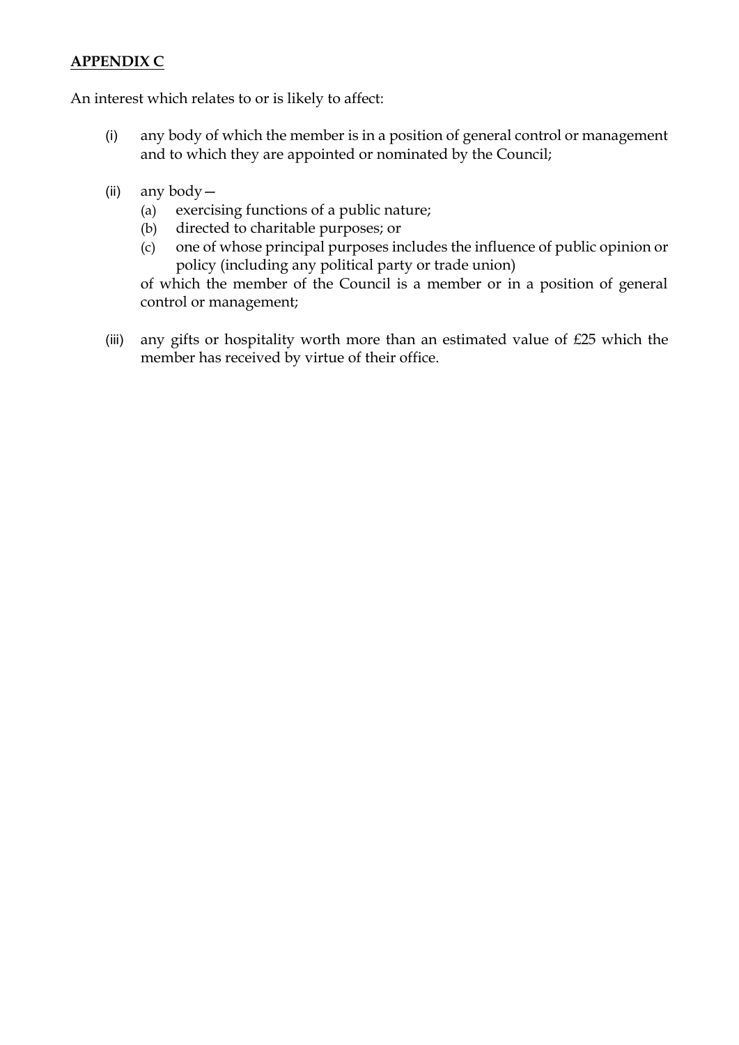**APPENDIX C**

An interest which relates to or is likely to affect:

(i) any body of which the member is in a position of general control or management and to which they are appointed or nominated by the Council;

(ii) any body—
  (a) exercising functions of a public nature;
  (b) directed to charitable purposes; or
  (c) one of whose principal purposes includes the influence of public opinion or policy (including any political party or trade union)

  of which the member of the Council is a member or in a position of general control or management;

(iii) any gifts or hospitality worth more than an estimated value of £25 which the member has received by virtue of their office.